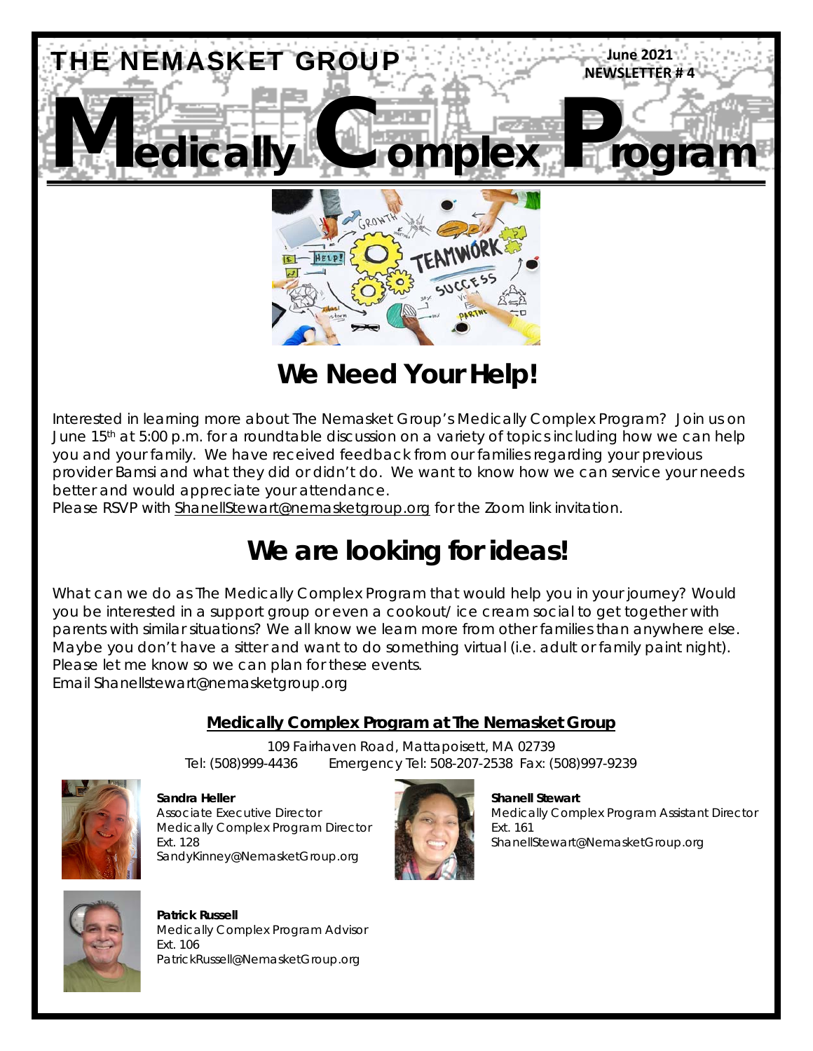THE NEMASKET GROUP

June 2021
NEWSLETTER # 4

# Medically Complex Program

## We Need Your Help!

Interested in learning more about The Nemasket Group's Medically Complex Program? Join us on June 15th at 5:00 p.m. for a roundtable discussion on a variety of topics including how we can help you and your family. We have received feedback from our families regarding your previous provider Bamsi and what they did or didn't do. We want to know how we can service your needs better and would appreciate your attendance.
Please RSVP with ShanellStewart@nemasketgroup.org for the Zoom link invitation.

## We are looking for ideas!

What can we do as The Medically Complex Program that would help you in your journey? Would you be interested in a support group or even a cookout/ ice cream social to get together with parents with similar situations? We all know we learn more from other families than anywhere else. Maybe you don't have a sitter and want to do something virtual (i.e. adult or family paint night). Please let me know so we can plan for these events.
Email Shanellstewart@nemasketgroup.org

### Medically Complex Program at The Nemasket Group

109 Fairhaven Road, Mattapoisett, MA 02739
Tel: (508)999-4436 Emergency Tel: 508-207-2538 Fax: (508)997-9239

**Sandra Heller**
Associate Executive Director
Medically Complex Program Director
Ext. 128
SandyKinney@NemasketGroup.org

**Shanell Stewart**
Medically Complex Program Assistant Director
Ext. 161
ShanellStewart@NemasketGroup.org

**Patrick Russell**
Medically Complex Program Advisor
Ext. 106
PatrickRussell@NemasketGroup.org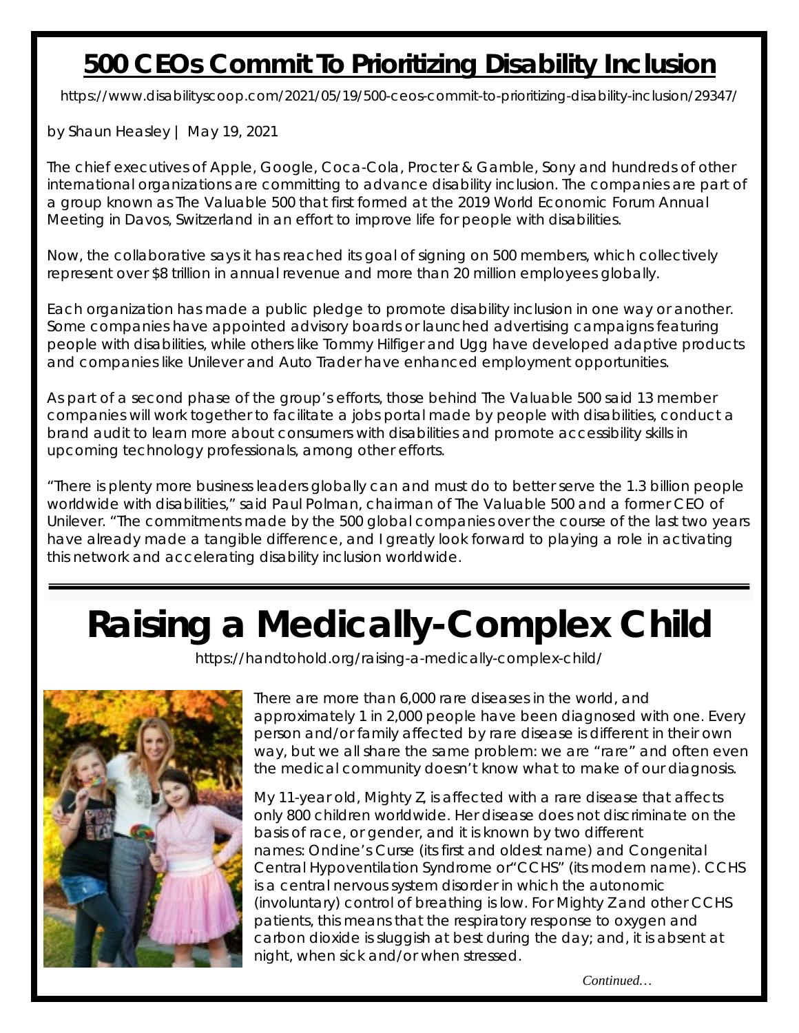## 500 CEOs Commit To Prioritizing Disability Inclusion

https://www.disabilityscoop.com/2021/05/19/500-ceos-commit-to-prioritizing-disability-inclusion/29347/

by Shaun Heasley | May 19, 2021

The chief executives of Apple, Google, Coca-Cola, Procter & Gamble, Sony and hundreds of other international organizations are committing to advance disability inclusion. The companies are part of a group known as The Valuable 500 that first formed at the 2019 World Economic Forum Annual Meeting in Davos, Switzerland in an effort to improve life for people with disabilities.

Now, the collaborative says it has reached its goal of signing on 500 members, which collectively represent over $8 trillion in annual revenue and more than 20 million employees globally.

Each organization has made a public pledge to promote disability inclusion in one way or another. Some companies have appointed advisory boards or launched advertising campaigns featuring people with disabilities, while others like Tommy Hilfiger and Ugg have developed adaptive products and companies like Unilever and Auto Trader have enhanced employment opportunities.

As part of a second phase of the group's efforts, those behind The Valuable 500 said 13 member companies will work together to facilitate a jobs portal made by people with disabilities, conduct a brand audit to learn more about consumers with disabilities and promote accessibility skills in upcoming technology professionals, among other efforts.

"There is plenty more business leaders globally can and must do to better serve the 1.3 billion people worldwide with disabilities," said Paul Polman, chairman of The Valuable 500 and a former CEO of Unilever. "The commitments made by the 500 global companies over the course of the last two years have already made a tangible difference, and I greatly look forward to playing a role in activating this network and accelerating disability inclusion worldwide.

---

# Raising a Medically-Complex Child

https://handtohold.org/raising-a-medically-complex-child/

There are more than 6,000 rare diseases in the world, and approximately 1 in 2,000 people have been diagnosed with one. Every person and/or family affected by rare disease is different in their own way, but we all share the same problem: we are "rare" and often even the medical community doesn't know what to make of our diagnosis.

My 11-year old, Mighty Z, is affected with a rare disease that affects only 800 children worldwide. Her disease does not discriminate on the basis of race, or gender, and it is known by two different names: Ondine's Curse (its first and oldest name) and Congenital Central Hypoventilation Syndrome or "CCHS" (its modern name). CCHS is a central nervous system disorder in which the autonomic (involuntary) control of breathing is low. For Mighty Z and other CCHS patients, this means that the respiratory response to oxygen and carbon dioxide is sluggish at best during the day; and, it is absent at night, when sick and/or when stressed.

*Continued…*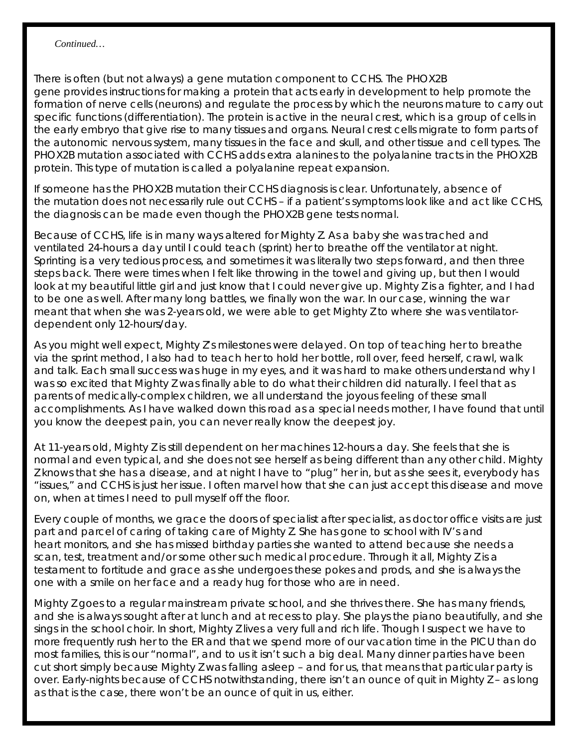*Continued…*

There is often (but not always) a gene mutation component to CCHS. The PHOX2B gene provides instructions for making a protein that acts early in development to help promote the formation of nerve cells (neurons) and regulate the process by which the neurons mature to carry out specific functions (differentiation). The protein is active in the neural crest, which is a group of cells in the early embryo that give rise to many tissues and organs. Neural crest cells migrate to form parts of the autonomic nervous system, many tissues in the face and skull, and other tissue and cell types. The PHOX2B mutation associated with CCHS adds extra alanines to the polyalanine tracts in the PHOX2B protein. This type of mutation is called a polyalanine repeat expansion.

If someone has the PHOX2B mutation their CCHS diagnosis is clear. Unfortunately, absence of the mutation does not necessarily rule out CCHS – if a patient's symptoms look like and act like CCHS, the diagnosis can be made even though the PHOX2B gene tests normal.

Because of CCHS, life is in many ways altered for Mighty Z. As a baby she was trached and ventilated 24-hours a day until I could teach (sprint) her to breathe off the ventilator at night. Sprinting is a very tedious process, and sometimes it was literally two steps forward, and then three steps back. There were times when I felt like throwing in the towel and giving up, but then I would look at my beautiful little girl and just know that I could never give up. Mighty Z is a fighter, and I had to be one as well. After many long battles, we finally won the war. In our case, winning the war meant that when she was 2-years old, we were able to get Mighty Z to where she was ventilator-dependent only 12-hours/day.

As you might well expect, Mighty Z's milestones were delayed. On top of teaching her to breathe via the sprint method, I also had to teach her to hold her bottle, roll over, feed herself, crawl, walk and talk. Each small success was huge in my eyes, and it was hard to make others understand why I was so excited that Mighty Z was finally able to do what their children did naturally. I feel that as parents of medically-complex children, we all understand the joyous feeling of these small accomplishments. As I have walked down this road as a special needs mother, I have found that until you know the deepest pain, you can never really know the deepest joy.

At 11-years old, Mighty Z is still dependent on her machines 12-hours a day. She feels that she is normal and even typical, and she does not see herself as being different than any other child. Mighty Z knows that she has a disease, and at night I have to "plug" her in, but as she sees it, everybody has "issues," and CCHS is just her issue. I often marvel how that she can just accept this disease and move on, when at times I need to pull myself off the floor.

Every couple of months, we grace the doors of specialist after specialist, as doctor office visits are just part and parcel of caring of taking care of Mighty Z. She has gone to school with IV's and heart monitors, and she has missed birthday parties she wanted to attend because she needs a scan, test, treatment and/or some other such medical procedure. Through it all, Mighty Z is a testament to fortitude and grace as she undergoes these pokes and prods, and she is always the one with a smile on her face and a ready hug for those who are in need.

Mighty Z goes to a regular mainstream private school, and she thrives there. She has many friends, and she is always sought after at lunch and at recess to play. She plays the piano beautifully, and she sings in the school choir. In short, Mighty Z lives a very full and rich life. Though I suspect we have to more frequently rush her to the ER and that we spend more of our vacation time in the PICU than do most families, this is our "normal", and to us it isn't such a big deal. Many dinner parties have been cut short simply because Mighty Z was falling asleep – and for us, that means that particular party is over. Early-nights because of CCHS notwithstanding, there isn't an ounce of quit in Mighty Z – as long as that is the case, there won't be an ounce of quit in us, either.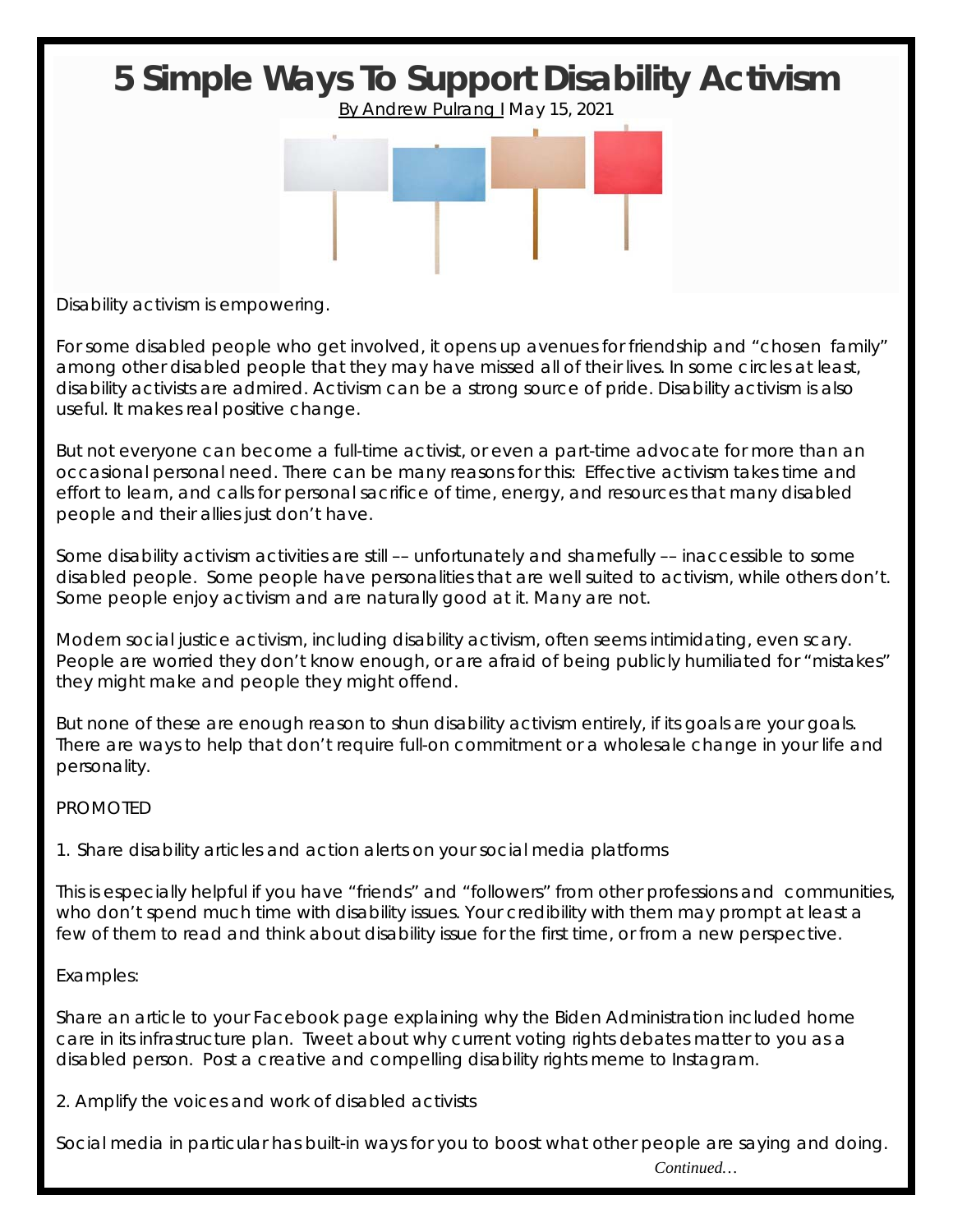# 5 Simple Ways To Support Disability Activism

By Andrew Pulrang | May 15, 2021

Disability activism is empowering.

For some disabled people who get involved, it opens up avenues for friendship and "chosen family" among other disabled people that they may have missed all of their lives. In some circles at least, disability activists are admired. Activism can be a strong source of pride. Disability activism is also useful. It makes real positive change.

But not everyone can become a full-time activist, or even a part-time advocate for more than an occasional personal need. There can be many reasons for this: Effective activism takes time and effort to learn, and calls for personal sacrifice of time, energy, and resources that many disabled people and their allies just don't have.

Some disability activism activities are still –– unfortunately and shamefully –– inaccessible to some disabled people. Some people have personalities that are well suited to activism, while others don't. Some people enjoy activism and are naturally good at it. Many are not.

Modern social justice activism, including disability activism, often seems intimidating, even scary. People are worried they don't know enough, or are afraid of being publicly humiliated for "mistakes" they might make and people they might offend.

But none of these are enough reason to shun disability activism entirely, if its goals are your goals. There are ways to help that don't require full-on commitment or a wholesale change in your life and personality.

PROMOTED

1. Share disability articles and action alerts on your social media platforms

This is especially helpful if you have "friends" and "followers" from other professions and communities, who don't spend much time with disability issues. Your credibility with them may prompt at least a few of them to read and think about disability issue for the first time, or from a new perspective.

Examples:

Share an article to your Facebook page explaining why the Biden Administration included home care in its infrastructure plan. Tweet about why current voting rights debates matter to you as a disabled person. Post a creative and compelling disability rights meme to Instagram.

2. Amplify the voices and work of disabled activists

Social media in particular has built-in ways for you to boost what other people are saying and doing.

*Continued…*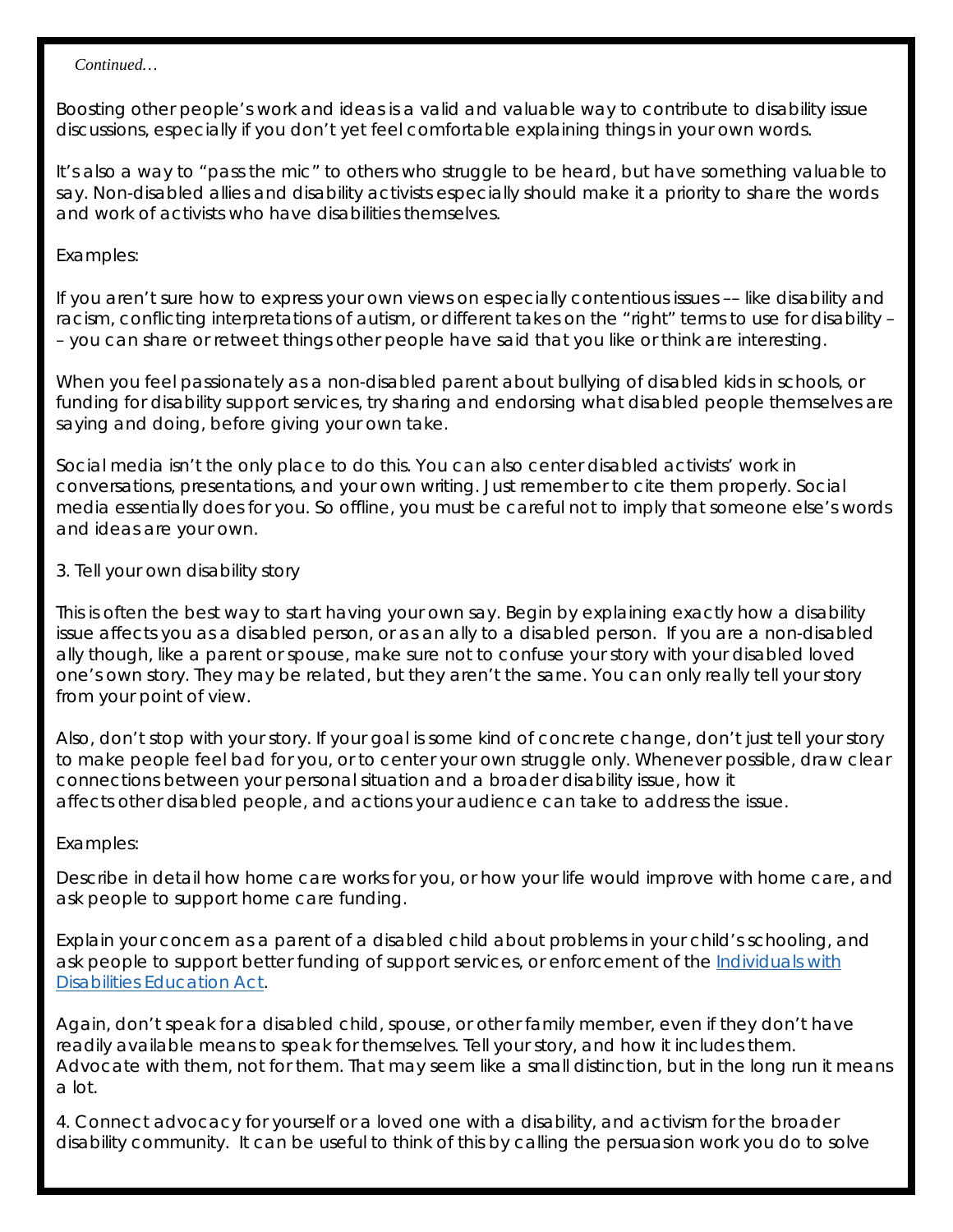*Continued…*

Boosting other people's work and ideas is a valid and valuable way to contribute to disability issue discussions, especially if you don't yet feel comfortable explaining things in your own words.

It's also a way to "pass the mic" to others who struggle to be heard, but have something valuable to say. Non-disabled allies and disability activists especially should make it a priority to share the words and work of activists who have disabilities themselves.

Examples:

If you aren't sure how to express your own views on especially contentious issues –– like disability and racism, conflicting interpretations of autism, or different takes on the "right" terms to use for disability –– you can share or retweet things other people have said that you like or think are interesting.

When you feel passionately as a non-disabled parent about bullying of disabled kids in schools, or funding for disability support services, try sharing and endorsing what disabled people themselves are saying and doing, before giving your own take.

Social media isn't the only place to do this. You can also center disabled activists' work in conversations, presentations, and your own writing. Just remember to cite them properly. Social media essentially does for you. So offline, you must be careful not to imply that someone else's words and ideas are your own.

3. Tell your own disability story

This is often the best way to start having your own say. Begin by explaining exactly how a disability issue affects you as a disabled person, or as an ally to a disabled person. If you are a non-disabled ally though, like a parent or spouse, make sure not to confuse your story with your disabled loved one's own story. They may be related, but they aren't the same. You can only really tell your story from your point of view.

Also, don't stop with your story. If your goal is some kind of concrete change, don't just tell your story to make people feel bad for you, or to center your own struggle only. Whenever possible, draw clear connections between your personal situation and a broader disability issue, how it affects other disabled people, and actions your audience can take to address the issue.

Examples:

Describe in detail how home care works for you, or how your life would improve with home care, and ask people to support home care funding.

Explain your concern as a parent of a disabled child about problems in your child's schooling, and ask people to support better funding of support services, or enforcement of the [Individuals with Disabilities Education Act]().

Again, don't speak for a disabled child, spouse, or other family member, even if they don't have readily available means to speak for themselves. Tell your story, and how it includes them. Advocate with them, not for them. That may seem like a small distinction, but in the long run it means a lot.

4. Connect advocacy for yourself or a loved one with a disability, and activism for the broader disability community. It can be useful to think of this by calling the persuasion work you do to solve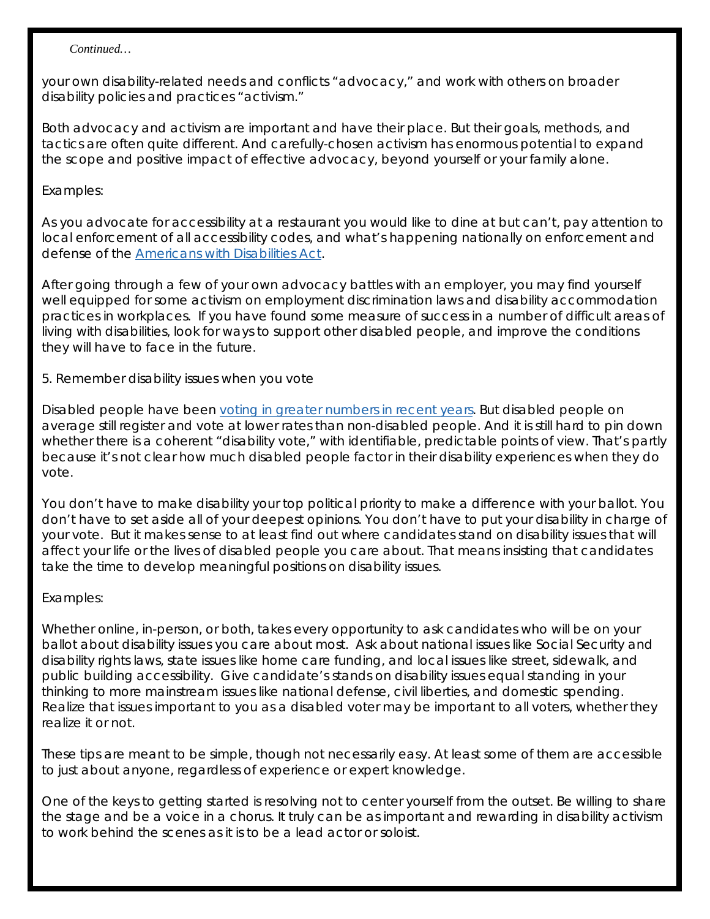*Continued…*

your own disability-related needs and conflicts "advocacy," and work with others on broader disability policies and practices "activism."

Both advocacy and activism are important and have their place. But their goals, methods, and tactics are often quite different. And carefully-chosen activism has enormous potential to expand the scope and positive impact of effective advocacy, beyond yourself or your family alone.

Examples:

As you advocate for accessibility at a restaurant you would like to dine at but can't, pay attention to local enforcement of all accessibility codes, and what's happening nationally on enforcement and defense of the [Americans with Disabilities Act](#).

After going through a few of your own advocacy battles with an employer, you may find yourself well equipped for some activism on employment discrimination laws and disability accommodation practices in workplaces. If you have found some measure of success in a number of difficult areas of living with disabilities, look for ways to support other disabled people, and improve the conditions they will have to face in the future.

5. Remember disability issues when you vote

Disabled people have been [voting in greater numbers in recent years](#). But disabled people on average still register and vote at lower rates than non-disabled people. And it is still hard to pin down whether there is a coherent "disability vote," with identifiable, predictable points of view. That's partly because it's not clear how much disabled people factor in their disability experiences when they do vote.

You don't have to make disability your top political priority to make a difference with your ballot. You don't have to set aside all of your deepest opinions. You don't have to put your disability in charge of your vote. But it makes sense to at least find out where candidates stand on disability issues that will affect your life or the lives of disabled people you care about. That means insisting that candidates take the time to develop meaningful positions on disability issues.

Examples:

Whether online, in-person, or both, takes every opportunity to ask candidates who will be on your ballot about disability issues you care about most. Ask about national issues like Social Security and disability rights laws, state issues like home care funding, and local issues like street, sidewalk, and public building accessibility. Give candidate's stands on disability issues equal standing in your thinking to more mainstream issues like national defense, civil liberties, and domestic spending. Realize that issues important to you as a disabled voter may be important to all voters, whether they realize it or not.

These tips are meant to be simple, though not necessarily easy. At least some of them are accessible to just about anyone, regardless of experience or expert knowledge.

One of the keys to getting started is resolving not to center yourself from the outset. Be willing to share the stage and be a voice in a chorus. It truly can be as important and rewarding in disability activism to work behind the scenes as it is to be a lead actor or soloist.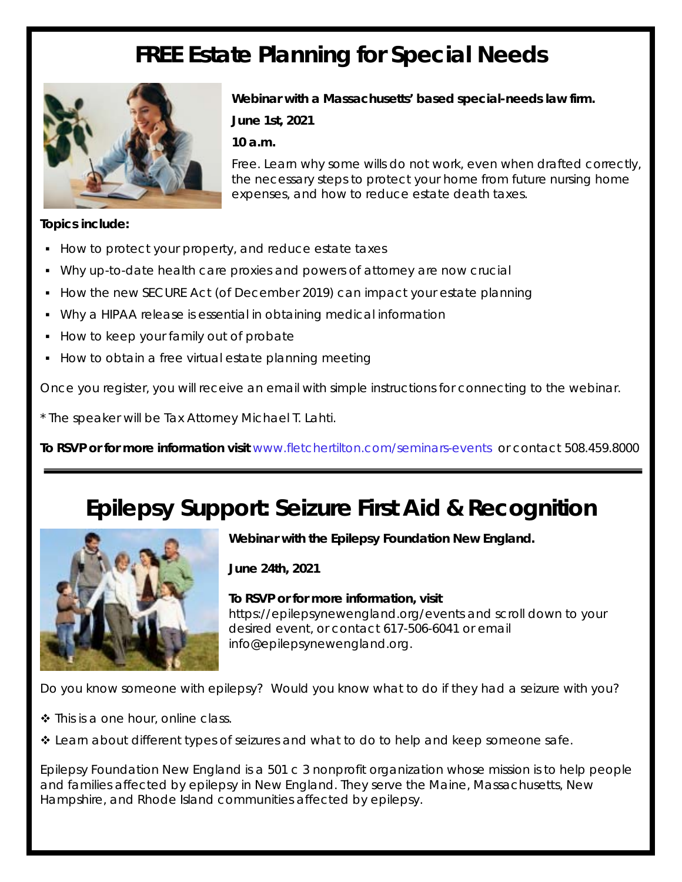# FREE Estate Planning for Special Needs

**Webinar with a Massachusetts' based special-needs law firm.**

**June 1st, 2021**

**10 a.m.**

Free. Learn why some wills do not work, even when drafted correctly, the necessary steps to protect your home from future nursing home expenses, and how to reduce estate death taxes.

**Topics include:**

- How to protect your property, and reduce estate taxes
- Why up-to-date health care proxies and powers of attorney are now crucial
- How the new SECURE Act (of December 2019) can impact your estate planning
- Why a HIPAA release is essential in obtaining medical information
- How to keep your family out of probate
- How to obtain a free virtual estate planning meeting

Once you register, you will receive an email with simple instructions for connecting to the webinar.

* The speaker will be Tax Attorney Michael T. Lahti.

**To RSVP or for more information visit** www.fletchertilton.com/seminars-events or contact 508.459.8000

---

# Epilepsy Support: Seizure First Aid & Recognition

**Webinar with the Epilepsy Foundation New England.**

**June 24th, 2021**

**To RSVP or for more information, visit**
https://epilepsynewengland.org/events and scroll down to your desired event, or contact 617-506-6041 or email info@epilepsynewengland.org.

Do you know someone with epilepsy? Would you know what to do if they had a seizure with you?

- ❖ This is a one hour, online class.
- ❖ Learn about different types of seizures and what to do to help and keep someone safe.

Epilepsy Foundation New England is a 501 c 3 nonprofit organization whose mission is to help people and families affected by epilepsy in New England. They serve the Maine, Massachusetts, New Hampshire, and Rhode Island communities affected by epilepsy.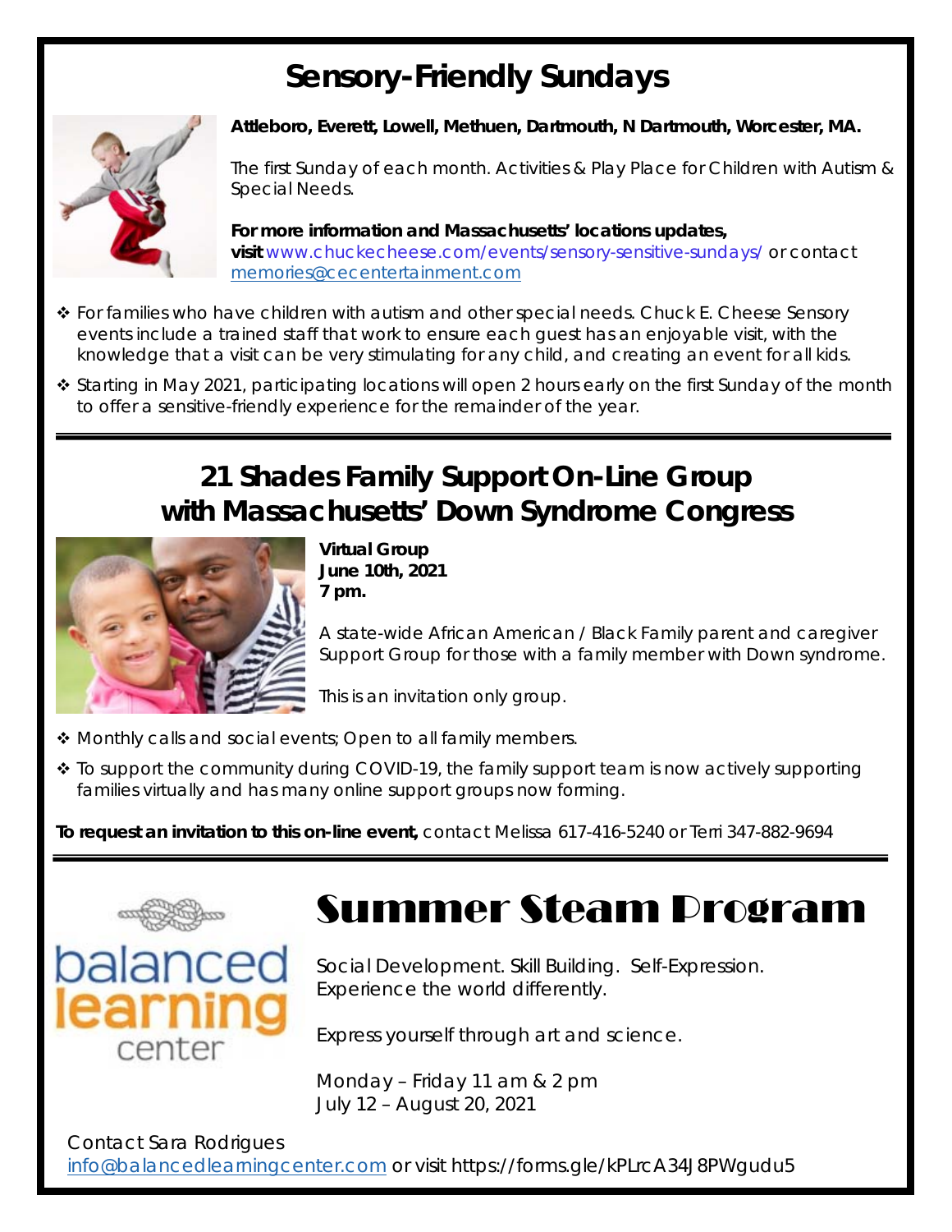# Sensory-Friendly Sundays

**Attleboro, Everett, Lowell, Methuen, Dartmouth, N Dartmouth, Worcester, MA.**

The first Sunday of each month. Activities & Play Place for Children with Autism & Special Needs.

**For more information and Massachusetts' locations updates, visit** www.chuckecheese.com/events/sensory-sensitive-sundays/ or contact memories@cecentertainment.com

- For families who have children with autism and other special needs. Chuck E. Cheese Sensory events include a trained staff that work to ensure each guest has an enjoyable visit, with the knowledge that a visit can be very stimulating for any child, and creating an event for all kids.
- Starting in May 2021, participating locations will open 2 hours early on the first Sunday of the month to offer a sensitive-friendly experience for the remainder of the year.

---

# 21 Shades Family Support On-Line Group with Massachusetts' Down Syndrome Congress

**Virtual Group**
**June 10th, 2021**
**7 pm.**

A state-wide African American / Black Family parent and caregiver Support Group for those with a family member with Down syndrome.

This is an invitation only group.

- Monthly calls and social events; Open to all family members.
- To support the community during COVID-19, the family support team is now actively supporting families virtually and has many online support groups now forming.

**To request an invitation to this on-line event,** contact Melissa 617-416-5240 or Terri 347-882-9694

---

balanced learning center

# Summer Steam Program

Social Development. Skill Building. Self-Expression. Experience the world differently.

Express yourself through art and science.

Monday – Friday 11 am & 2 pm
July 12 – August 20, 2021

Contact Sara Rodrigues
info@balancedlearningcenter.com or visit https://forms.gle/kPLrcA34J8PWgudu5